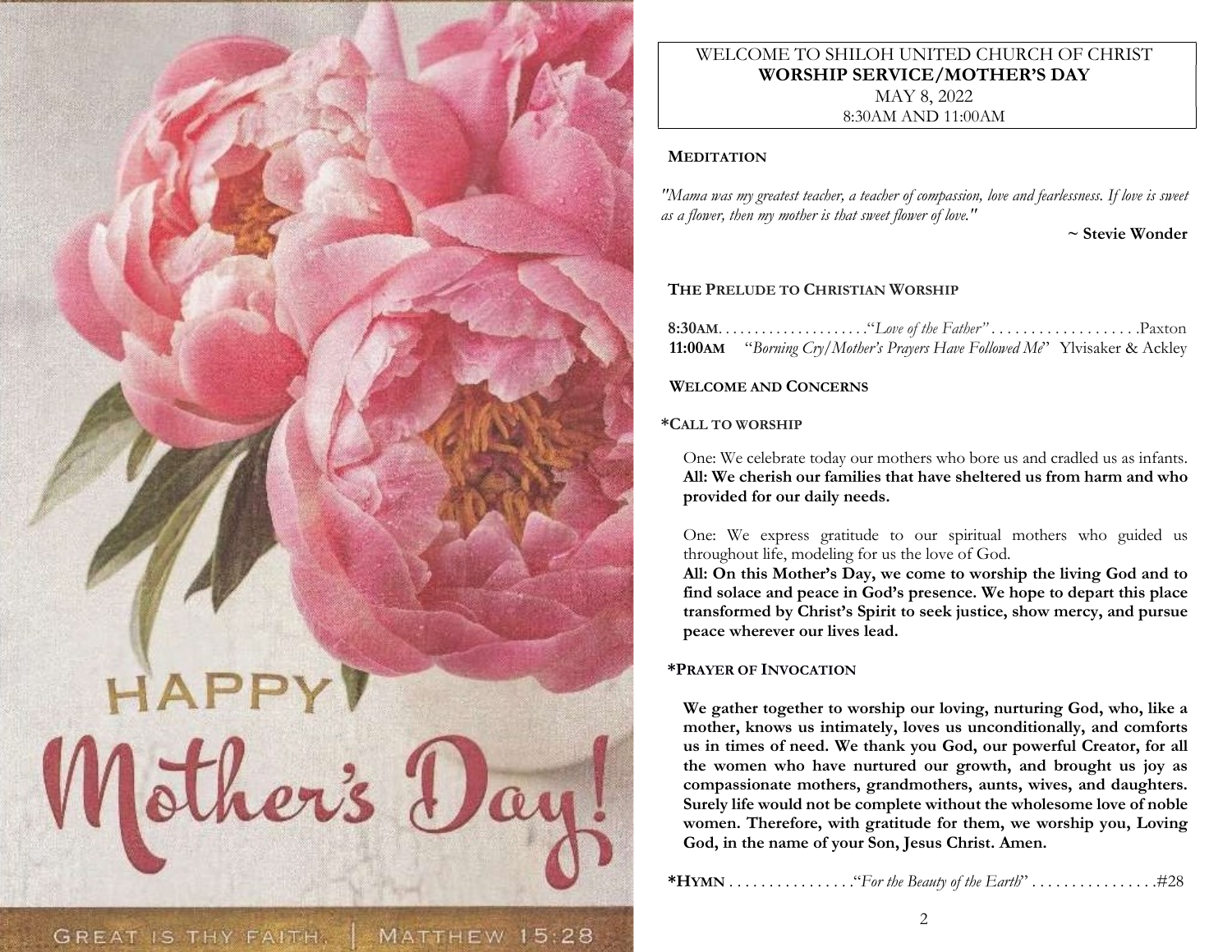HAPPY Mother's Day!

GREAT IS THY FAITH. | MATTHEW 15:28

WELCOME TO SHILOH UNITED CHURCH OF CHRIST
**WORSHIP SERVICE/MOTHER'S DAY**
MAY 8, 2022
8:30AM AND 11:00AM

**MEDITATION**

*"Mama was my greatest teacher, a teacher of compassion, love and fearlessness. If love is sweet as a flower, then my mother is that sweet flower of love."*

**~ Stevie Wonder**

**THE PRELUDE TO CHRISTIAN WORSHIP**

**8:30AM**. . . . . . . . . . . . . . . . . . . .*"Love of the Father"* . . . . . . . . . . . . . . . . . . .Paxton
**11:00AM** *"Borning Cry/Mother's Prayers Have Followed Me"* Ylvisaker & Ackley

**WELCOME AND CONCERNS**

**\*CALL TO WORSHIP**

One: We celebrate today our mothers who bore us and cradled us as infants.
**All: We cherish our families that have sheltered us from harm and who provided for our daily needs.**

One: We express gratitude to our spiritual mothers who guided us throughout life, modeling for us the love of God.
**All: On this Mother's Day, we come to worship the living God and to find solace and peace in God's presence. We hope to depart this place transformed by Christ's Spirit to seek justice, show mercy, and pursue peace wherever our lives lead.**

**\*PRAYER OF INVOCATION**

**We gather together to worship our loving, nurturing God, who, like a mother, knows us intimately, loves us unconditionally, and comforts us in times of need. We thank you God, our powerful Creator, for all the women who have nurtured our growth, and brought us joy as compassionate mothers, grandmothers, aunts, wives, and daughters. Surely life would not be complete without the wholesome love of noble women. Therefore, with gratitude for them, we worship you, Loving God, in the name of your Son, Jesus Christ. Amen.**

**\*HYMN** . . . . . . . . . . . . . . . .*"For the Beauty of the Earth"* . . . . . . . . . . . . . . . .#28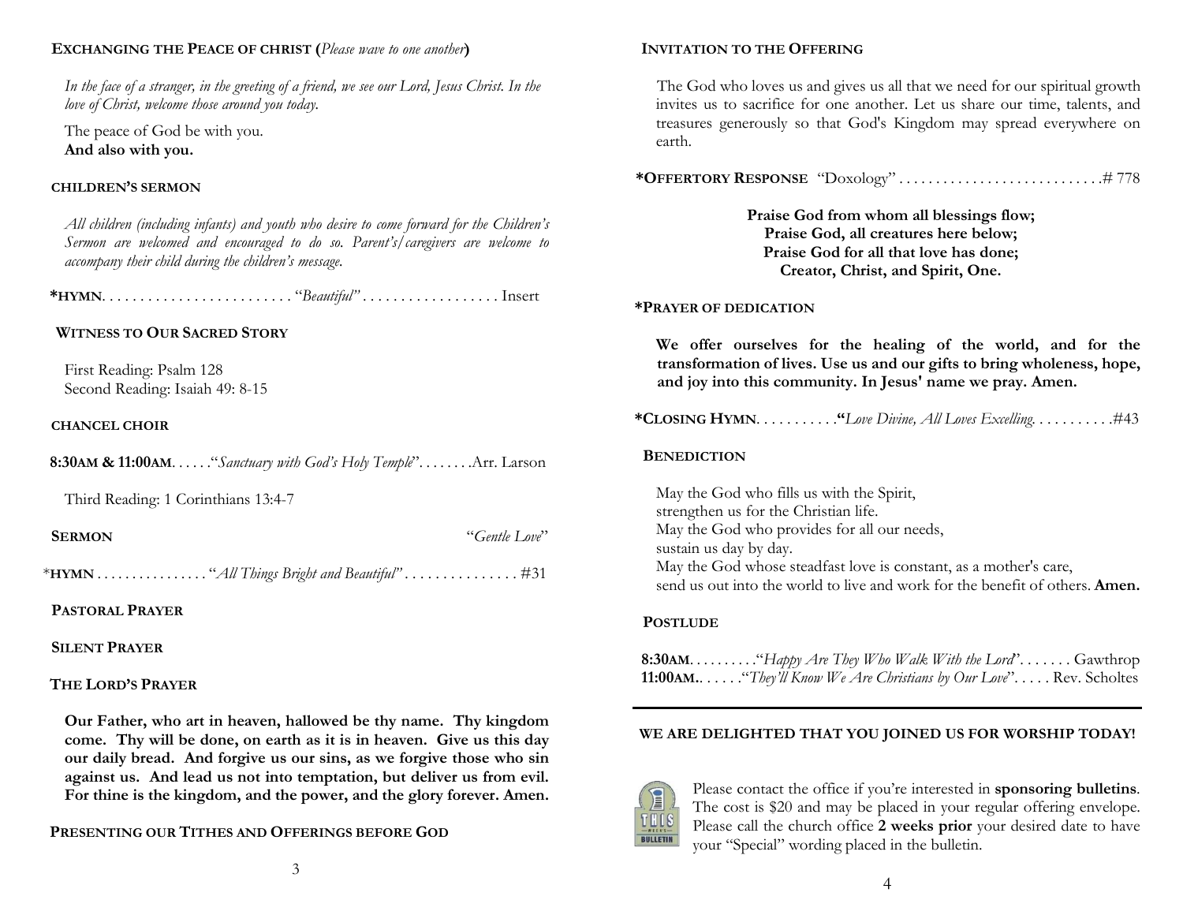**EXCHANGING THE PEACE OF CHRIST** (*Please wave to one another*)

*In the face of a stranger, in the greeting of a friend, we see our Lord, Jesus Christ. In the love of Christ, welcome those around you today.*

The peace of God be with you.
**And also with you.**

**CHILDREN'S SERMON**

*All children (including infants) and youth who desire to come forward for the Children's Sermon are welcomed and encouraged to do so. Parent's/caregivers are welcome to accompany their child during the children's message.*

**\*HYMN**. . . . . . . . . . . . . . . . . . . . . . . . "*Beautiful*" . . . . . . . . . . . . . . . . . . Insert

**WITNESS TO OUR SACRED STORY**

First Reading: Psalm 128
Second Reading: Isaiah 49: 8-15

**CHANCEL CHOIR**

**8:30AM & 11:00AM**. . . . . ."*Sanctuary with God's Holy Temple*". . . . . . . .Arr. Larson

Third Reading: 1 Corinthians 13:4-7

**SERMON** "*Gentle Love*"

\***HYMN** . . . . . . . . . . . . . . . "*All Things Bright and Beautiful*" . . . . . . . . . . . . . . . #31

**PASTORAL PRAYER**

**SILENT PRAYER**

**THE LORD'S PRAYER**

**Our Father, who art in heaven, hallowed be thy name. Thy kingdom come. Thy will be done, on earth as it is in heaven. Give us this day our daily bread. And forgive us our sins, as we forgive those who sin against us. And lead us not into temptation, but deliver us from evil. For thine is the kingdom, and the power, and the glory forever. Amen.**

**PRESENTING OUR TITHES AND OFFERINGS BEFORE GOD**

**INVITATION TO THE OFFERING**

The God who loves us and gives us all that we need for our spiritual growth invites us to sacrifice for one another. Let us share our time, talents, and treasures generously so that God's Kingdom may spread everywhere on earth.

**\*OFFERTORY RESPONSE** "Doxology" . . . . . . . . . . . . . . . . . . . . . . . . . . .# 778

**Praise God from whom all blessings flow;**
**Praise God, all creatures here below;**
**Praise God for all that love has done;**
**Creator, Christ, and Spirit, One.**

**\*PRAYER OF DEDICATION**

**We offer ourselves for the healing of the world, and for the transformation of lives. Use us and our gifts to bring wholeness, hope, and joy into this community. In Jesus' name we pray. Amen.**

**\*CLOSING HYMN**. . . . . . . . . . **"***Love Divine, All Loves Excelling*. . . . . . . . . .#43

**BENEDICTION**

May the God who fills us with the Spirit,
strengthen us for the Christian life.
May the God who provides for all our needs,
sustain us day by day.
May the God whose steadfast love is constant, as a mother's care,
send us out into the world to live and work for the benefit of others. **Amen.**

**POSTLUDE**

**8:30AM**. . . . . . . . ."*Happy Are They Who Walk With the Lord*". . . . . . . Gawthrop
**11:00AM**.. . . . . ."*They'll Know We Are Christians by Our Love*". . . . . Rev. Scholtes

---

**WE ARE DELIGHTED THAT YOU JOINED US FOR WORSHIP TODAY!**

Please contact the office if you're interested in **sponsoring bulletins**. The cost is $20 and may be placed in your regular offering envelope. Please call the church office **2 weeks prior** your desired date to have your "Special" wording placed in the bulletin.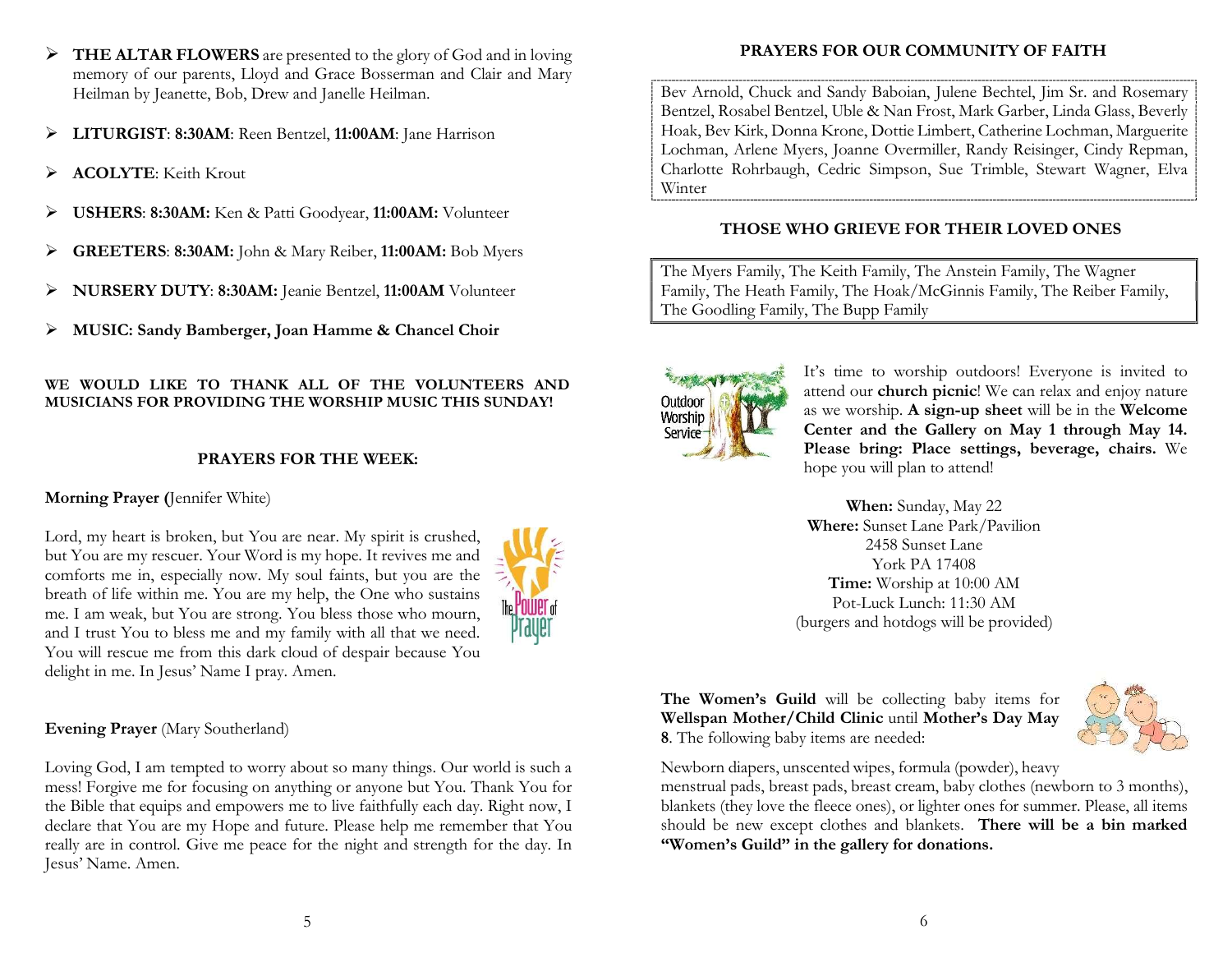- **THE ALTAR FLOWERS** are presented to the glory of God and in loving memory of our parents, Lloyd and Grace Bosserman and Clair and Mary Heilman by Jeanette, Bob, Drew and Janelle Heilman.
- **LITURGIST**: **8:30AM**: Reen Bentzel, **11:00AM**: Jane Harrison
- **ACOLYTE**: Keith Krout
- **USHERS**: **8:30AM:** Ken & Patti Goodyear, **11:00AM:** Volunteer
- **GREETERS**: **8:30AM:** John & Mary Reiber, **11:00AM:** Bob Myers
- **NURSERY DUTY**: **8:30AM:** Jeanie Bentzel, **11:00AM** Volunteer
- **MUSIC: Sandy Bamberger, Joan Hamme & Chancel Choir**

**WE WOULD LIKE TO THANK ALL OF THE VOLUNTEERS AND MUSICIANS FOR PROVIDING THE WORSHIP MUSIC THIS SUNDAY!**

## PRAYERS FOR THE WEEK:

**Morning Prayer (**Jennifer White)

Lord, my heart is broken, but You are near. My spirit is crushed, but You are my rescuer. Your Word is my hope. It revives me and comforts me in, especially now. My soul faints, but you are the breath of life within me. You are my help, the One who sustains me. I am weak, but You are strong. You bless those who mourn, and I trust You to bless me and my family with all that we need. You will rescue me from this dark cloud of despair because You delight in me. In Jesus' Name I pray. Amen.

**Evening Prayer** (Mary Southerland)

Loving God, I am tempted to worry about so many things. Our world is such a mess! Forgive me for focusing on anything or anyone but You. Thank You for the Bible that equips and empowers me to live faithfully each day. Right now, I declare that You are my Hope and future. Please help me remember that You really are in control. Give me peace for the night and strength for the day. In Jesus' Name. Amen.

## PRAYERS FOR OUR COMMUNITY OF FAITH

Bev Arnold, Chuck and Sandy Baboian, Julene Bechtel, Jim Sr. and Rosemary Bentzel, Rosabel Bentzel, Uble & Nan Frost, Mark Garber, Linda Glass, Beverly Hoak, Bev Kirk, Donna Krone, Dottie Limbert, Catherine Lochman, Marguerite Lochman, Arlene Myers, Joanne Overmiller, Randy Reisinger, Cindy Repman, Charlotte Rohrbaugh, Cedric Simpson, Sue Trimble, Stewart Wagner, Elva Winter

## THOSE WHO GRIEVE FOR THEIR LOVED ONES

The Myers Family, The Keith Family, The Anstein Family, The Wagner Family, The Heath Family, The Hoak/McGinnis Family, The Reiber Family, The Goodling Family, The Bupp Family

It's time to worship outdoors! Everyone is invited to attend our **church picnic**! We can relax and enjoy nature as we worship. **A sign-up sheet** will be in the **Welcome Center and the Gallery on May 1 through May 14. Please bring: Place settings, beverage, chairs.** We hope you will plan to attend!

**When:** Sunday, May 22
**Where:** Sunset Lane Park/Pavilion
2458 Sunset Lane
York PA 17408
**Time:** Worship at 10:00 AM
Pot-Luck Lunch: 11:30 AM
(burgers and hotdogs will be provided)

**The Women's Guild** will be collecting baby items for **Wellspan Mother/Child Clinic** until **Mother's Day May 8**. The following baby items are needed:

Newborn diapers, unscented wipes, formula (powder), heavy menstrual pads, breast pads, breast cream, baby clothes (newborn to 3 months), blankets (they love the fleece ones), or lighter ones for summer. Please, all items should be new except clothes and blankets. **There will be a bin marked "Women's Guild" in the gallery for donations.**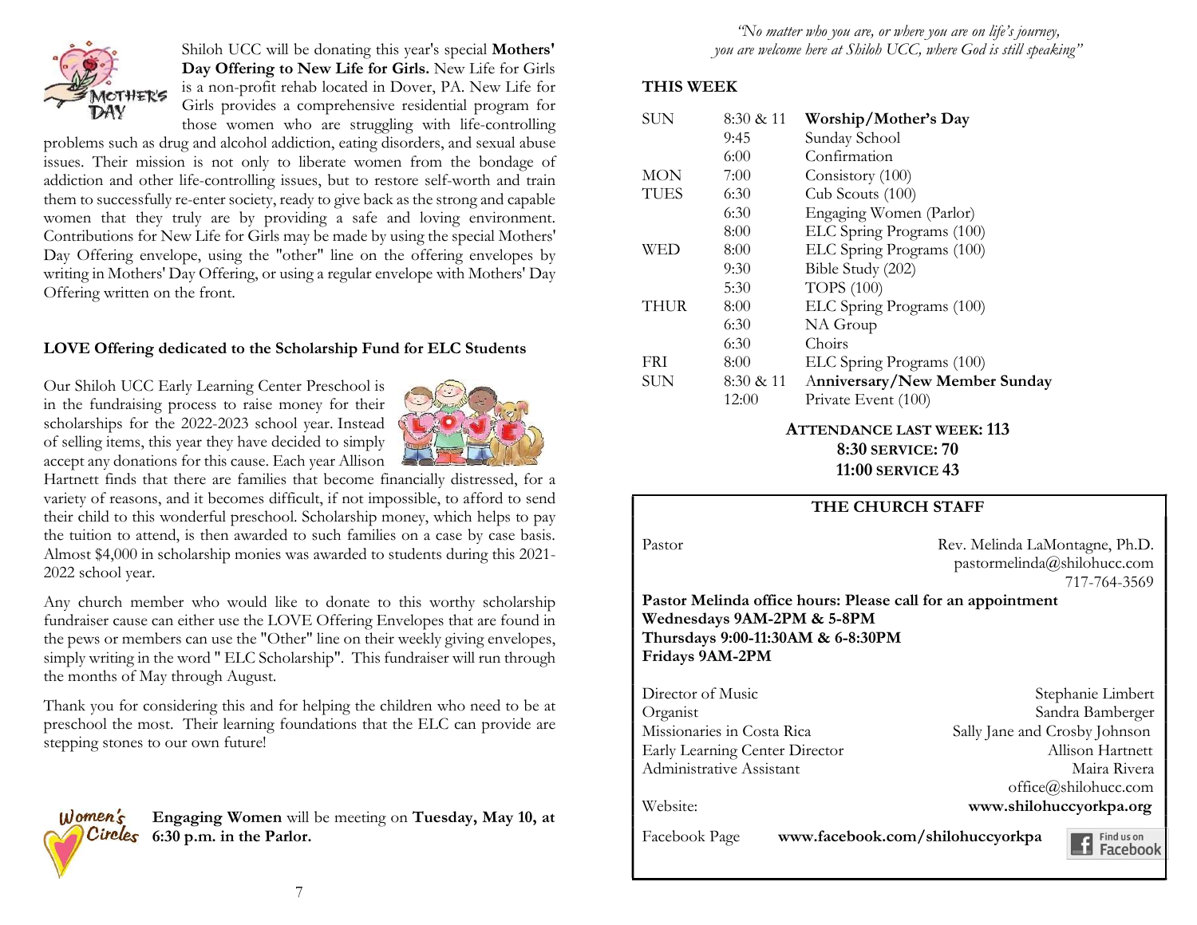Shiloh UCC will be donating this year's special **Mothers' Day Offering to New Life for Girls.** New Life for Girls is a non-profit rehab located in Dover, PA. New Life for Girls provides a comprehensive residential program for those women who are struggling with life-controlling problems such as drug and alcohol addiction, eating disorders, and sexual abuse issues. Their mission is not only to liberate women from the bondage of addiction and other life-controlling issues, but to restore self-worth and train them to successfully re-enter society, ready to give back as the strong and capable women that they truly are by providing a safe and loving environment. Contributions for New Life for Girls may be made by using the special Mothers' Day Offering envelope, using the "other" line on the offering envelopes by writing in Mothers' Day Offering, or using a regular envelope with Mothers' Day Offering written on the front.

**LOVE Offering dedicated to the Scholarship Fund for ELC Students**

Our Shiloh UCC Early Learning Center Preschool is in the fundraising process to raise money for their scholarships for the 2022-2023 school year. Instead of selling items, this year they have decided to simply accept any donations for this cause. Each year Allison Hartnett finds that there are families that become financially distressed, for a variety of reasons, and it becomes difficult, if not impossible, to afford to send their child to this wonderful preschool. Scholarship money, which helps to pay the tuition to attend, is then awarded to such families on a case by case basis. Almost $4,000 in scholarship monies was awarded to students during this 2021-2022 school year.

Any church member who would like to donate to this worthy scholarship fundraiser cause can either use the LOVE Offering Envelopes that are found in the pews or members can use the "Other" line on their weekly giving envelopes, simply writing in the word " ELC Scholarship". This fundraiser will run through the months of May through August.

Thank you for considering this and for helping the children who need to be at preschool the most. Their learning foundations that the ELC can provide are stepping stones to our own future!

**Engaging Women** will be meeting on **Tuesday, May 10, at 6:30 p.m. in the Parlor.**

*"No matter who you are, or where you are on life's journey, you are welcome here at Shiloh UCC, where God is still speaking"*

**THIS WEEK**

| | | |
|---|---|---|
| SUN | 8:30 & 11 | **Worship/Mother's Day** |
| | 9:45 | Sunday School |
| | 6:00 | Confirmation |
| MON | 7:00 | Consistory (100) |
| TUES | 6:30 | Cub Scouts (100) |
| | 6:30 | Engaging Women (Parlor) |
| | 8:00 | ELC Spring Programs (100) |
| WED | 8:00 | ELC Spring Programs (100) |
| | 9:30 | Bible Study (202) |
| | 5:30 | TOPS (100) |
| THUR | 8:00 | ELC Spring Programs (100) |
| | 6:30 | NA Group |
| | 6:30 | Choirs |
| FRI | 8:00 | ELC Spring Programs (100) |
| SUN | 8:30 & 11 | **Anniversary/New Member Sunday** |
| | 12:00 | Private Event (100) |

**ATTENDANCE LAST WEEK: 113**
**8:30 SERVICE: 70**
**11:00 SERVICE 43**

**THE CHURCH STAFF**

Pastor — Rev. Melinda LaMontagne, Ph.D.
pastormelinda@shilohucc.com
717-764-3569

**Pastor Melinda office hours: Please call for an appointment**
**Wednesdays 9AM-2PM & 5-8PM**
**Thursdays 9:00-11:30AM & 6-8:30PM**
**Fridays 9AM-2PM**

| | |
|---|---|
| Director of Music | Stephanie Limbert |
| Organist | Sandra Bamberger |
| Missionaries in Costa Rica | Sally Jane and Crosby Johnson |
| Early Learning Center Director | Allison Hartnett |
| Administrative Assistant | Maira Rivera<br>office@shilohucc.com |
| Website: | **www.shilohuccyorkpa.org** |
| Facebook Page | **www.facebook.com/shilohuccyorkpa** |

Find us on Facebook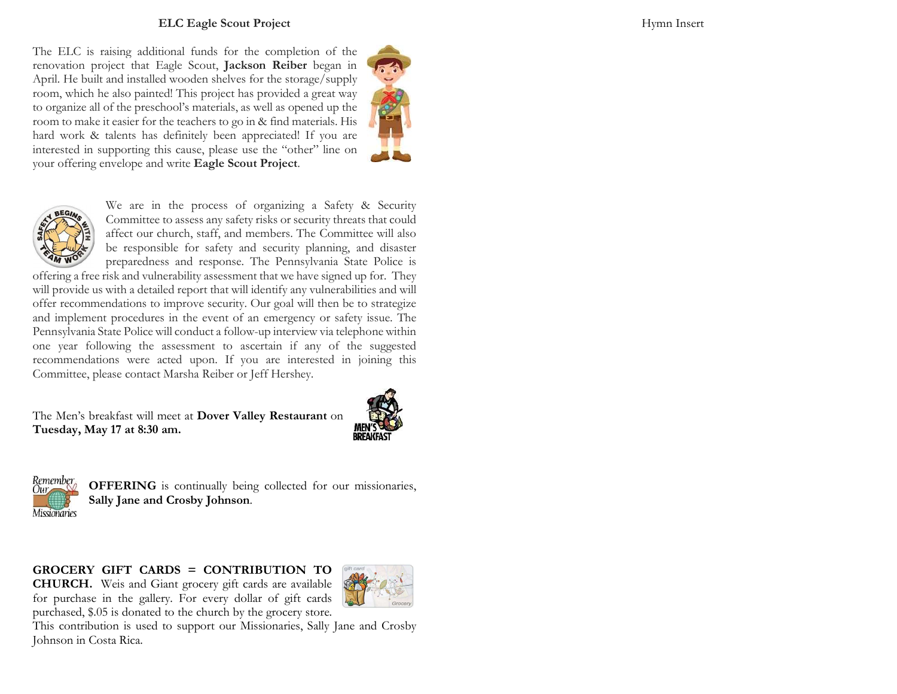## ELC Eagle Scout Project

The ELC is raising additional funds for the completion of the renovation project that Eagle Scout, **Jackson Reiber** began in April. He built and installed wooden shelves for the storage/supply room, which he also painted! This project has provided a great way to organize all of the preschool's materials, as well as opened up the room to make it easier for the teachers to go in & find materials. His hard work & talents has definitely been appreciated! If you are interested in supporting this cause, please use the "other" line on your offering envelope and write **Eagle Scout Project**.

We are in the process of organizing a Safety & Security Committee to assess any safety risks or security threats that could affect our church, staff, and members. The Committee will also be responsible for safety and security planning, and disaster preparedness and response. The Pennsylvania State Police is offering a free risk and vulnerability assessment that we have signed up for. They will provide us with a detailed report that will identify any vulnerabilities and will offer recommendations to improve security. Our goal will then be to strategize and implement procedures in the event of an emergency or safety issue. The Pennsylvania State Police will conduct a follow-up interview via telephone within one year following the assessment to ascertain if any of the suggested recommendations were acted upon. If you are interested in joining this Committee, please contact Marsha Reiber or Jeff Hershey.

The Men's breakfast will meet at **Dover Valley Restaurant** on **Tuesday, May 17 at 8:30 am.**

**OFFERING** is continually being collected for our missionaries, **Sally Jane and Crosby Johnson**.

**GROCERY GIFT CARDS = CONTRIBUTION TO CHURCH.** Weis and Giant grocery gift cards are available for purchase in the gallery. For every dollar of gift cards purchased, $.05 is donated to the church by the grocery store. This contribution is used to support our Missionaries, Sally Jane and Crosby Johnson in Costa Rica.

Hymn Insert